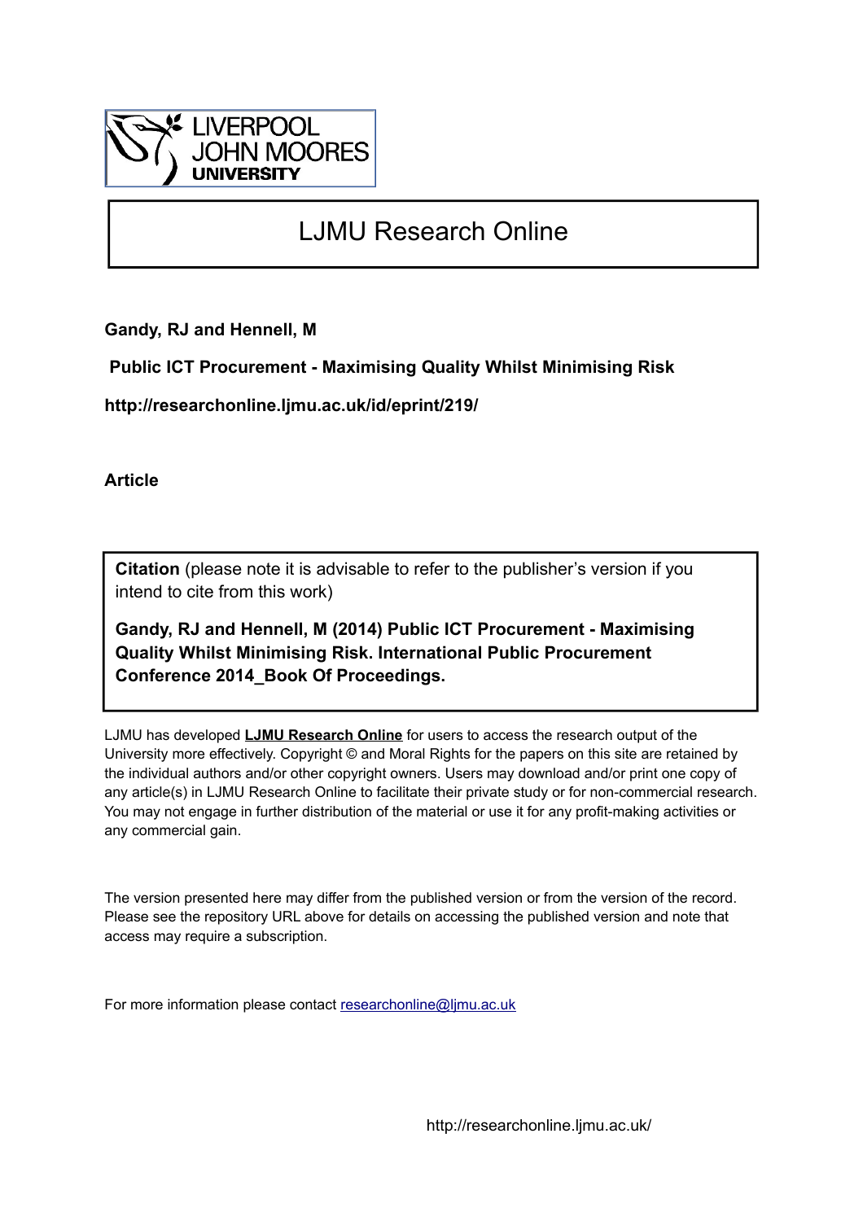LIVERPOOL JOHN MOORES UNIVERSITY

# LJMU Research Online

**Gandy, RJ and Hennell, M**

**Public ICT Procurement - Maximising Quality Whilst Minimising Risk**

**http://researchonline.ljmu.ac.uk/id/eprint/219/**

**Article**

**Citation** (please note it is advisable to refer to the publisher's version if you intend to cite from this work)

**Gandy, RJ and Hennell, M (2014) Public ICT Procurement - Maximising Quality Whilst Minimising Risk. International Public Procurement Conference 2014_Book Of Proceedings.**

LJMU has developed **LJMU Research Online** for users to access the research output of the University more effectively. Copyright © and Moral Rights for the papers on this site are retained by the individual authors and/or other copyright owners. Users may download and/or print one copy of any article(s) in LJMU Research Online to facilitate their private study or for non-commercial research. You may not engage in further distribution of the material or use it for any profit-making activities or any commercial gain.

The version presented here may differ from the published version or from the version of the record. Please see the repository URL above for details on accessing the published version and note that access may require a subscription.

For more information please contact researchonline@ljmu.ac.uk

http://researchonline.ljmu.ac.uk/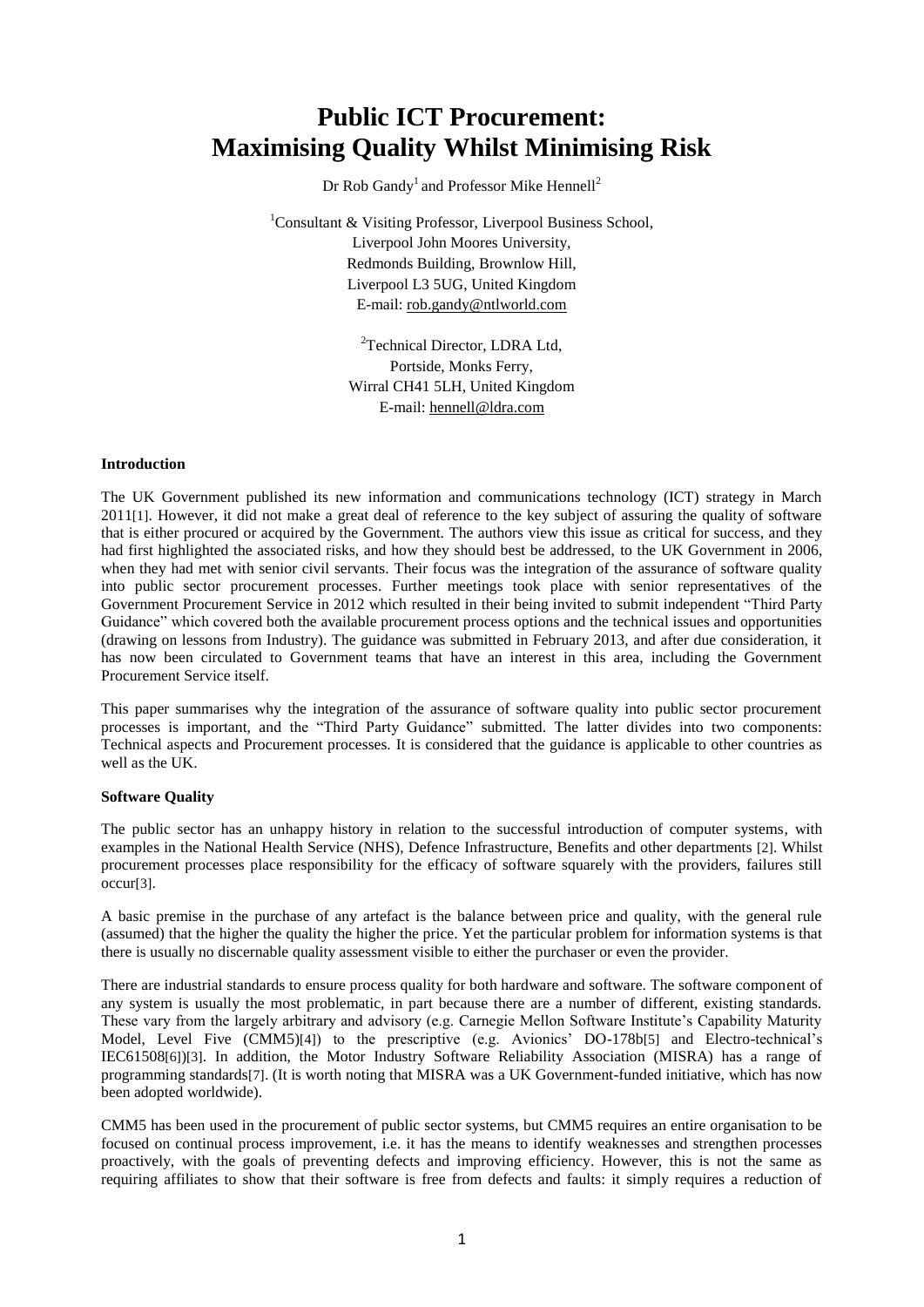# Public ICT Procurement: Maximising Quality Whilst Minimising Risk

Dr Rob Gandy[1] and Professor Mike Hennell[2]

[1]Consultant & Visiting Professor, Liverpool Business School,
Liverpool John Moores University,
Redmonds Building, Brownlow Hill,
Liverpool L3 5UG, United Kingdom
E-mail: rob.gandy@ntlworld.com

[2]Technical Director, LDRA Ltd,
Portside, Monks Ferry,
Wirral CH41 5LH, United Kingdom
E-mail: hennell@ldra.com

**Introduction**

The UK Government published its new information and communications technology (ICT) strategy in March 2011[1]. However, it did not make a great deal of reference to the key subject of assuring the quality of software that is either procured or acquired by the Government. The authors view this issue as critical for success, and they had first highlighted the associated risks, and how they should best be addressed, to the UK Government in 2006, when they had met with senior civil servants. Their focus was the integration of the assurance of software quality into public sector procurement processes. Further meetings took place with senior representatives of the Government Procurement Service in 2012 which resulted in their being invited to submit independent "Third Party Guidance" which covered both the available procurement process options and the technical issues and opportunities (drawing on lessons from Industry). The guidance was submitted in February 2013, and after due consideration, it has now been circulated to Government teams that have an interest in this area, including the Government Procurement Service itself.

This paper summarises why the integration of the assurance of software quality into public sector procurement processes is important, and the "Third Party Guidance" submitted. The latter divides into two components: Technical aspects and Procurement processes. It is considered that the guidance is applicable to other countries as well as the UK.

**Software Quality**

The public sector has an unhappy history in relation to the successful introduction of computer systems, with examples in the National Health Service (NHS), Defence Infrastructure, Benefits and other departments [2]. Whilst procurement processes place responsibility for the efficacy of software squarely with the providers, failures still occur[3].

A basic premise in the purchase of any artefact is the balance between price and quality, with the general rule (assumed) that the higher the quality the higher the price. Yet the particular problem for information systems is that there is usually no discernable quality assessment visible to either the purchaser or even the provider.

There are industrial standards to ensure process quality for both hardware and software. The software component of any system is usually the most problematic, in part because there are a number of different, existing standards. These vary from the largely arbitrary and advisory (e.g. Carnegie Mellon Software Institute's Capability Maturity Model, Level Five (CMM5)[4]) to the prescriptive (e.g. Avionics' DO-178b[5] and Electro-technical's IEC61508[6])[3]. In addition, the Motor Industry Software Reliability Association (MISRA) has a range of programming standards[7]. (It is worth noting that MISRA was a UK Government-funded initiative, which has now been adopted worldwide).

CMM5 has been used in the procurement of public sector systems, but CMM5 requires an entire organisation to be focused on continual process improvement, i.e. it has the means to identify weaknesses and strengthen processes proactively, with the goals of preventing defects and improving efficiency. However, this is not the same as requiring affiliates to show that their software is free from defects and faults: it simply requires a reduction of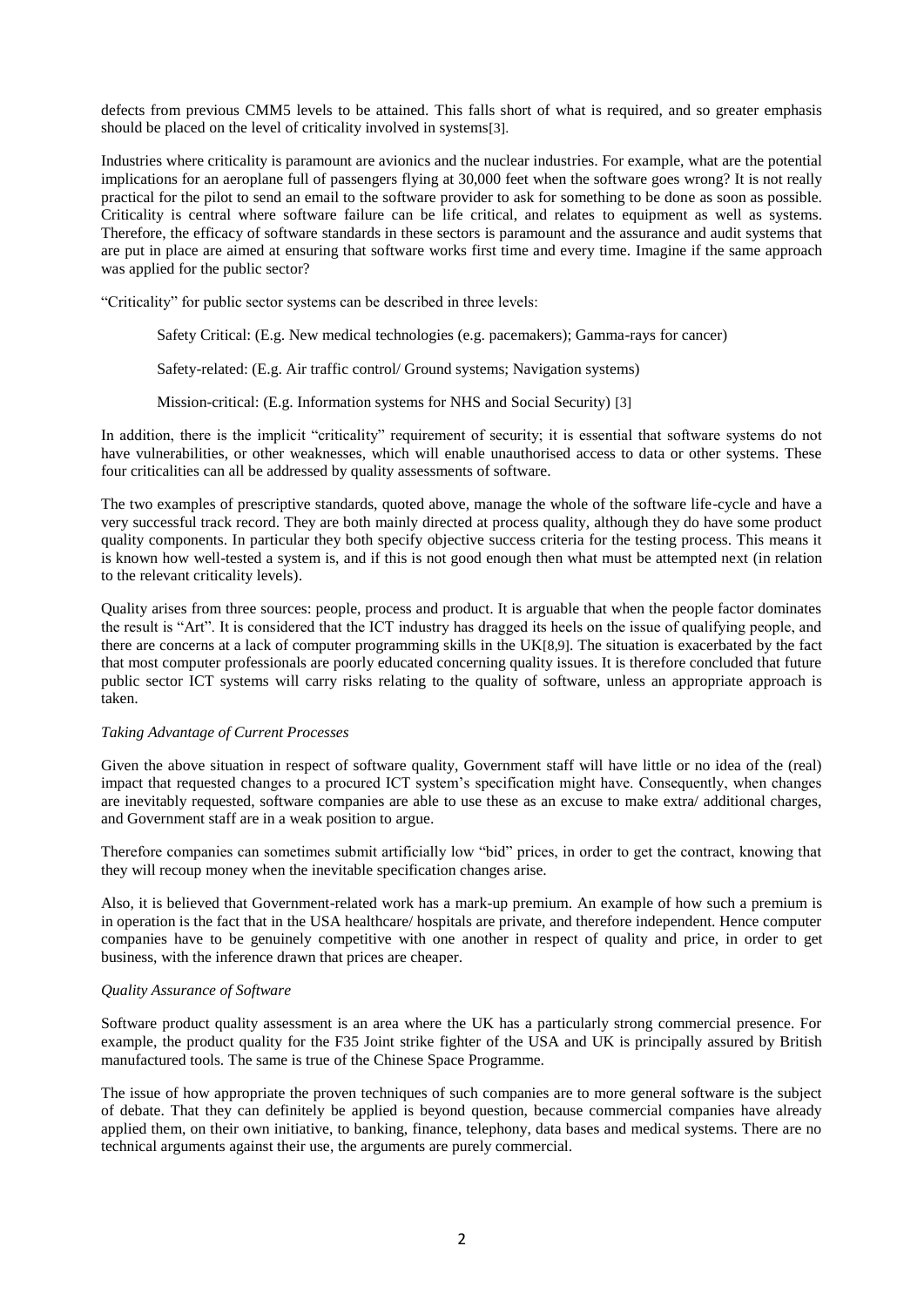defects from previous CMM5 levels to be attained. This falls short of what is required, and so greater emphasis should be placed on the level of criticality involved in systems[3].

Industries where criticality is paramount are avionics and the nuclear industries. For example, what are the potential implications for an aeroplane full of passengers flying at 30,000 feet when the software goes wrong? It is not really practical for the pilot to send an email to the software provider to ask for something to be done as soon as possible. Criticality is central where software failure can be life critical, and relates to equipment as well as systems. Therefore, the efficacy of software standards in these sectors is paramount and the assurance and audit systems that are put in place are aimed at ensuring that software works first time and every time. Imagine if the same approach was applied for the public sector?

"Criticality" for public sector systems can be described in three levels:

Safety Critical: (E.g. New medical technologies (e.g. pacemakers); Gamma-rays for cancer)

Safety-related: (E.g. Air traffic control/ Ground systems; Navigation systems)

Mission-critical: (E.g. Information systems for NHS and Social Security) [3]

In addition, there is the implicit "criticality" requirement of security; it is essential that software systems do not have vulnerabilities, or other weaknesses, which will enable unauthorised access to data or other systems. These four criticalities can all be addressed by quality assessments of software.

The two examples of prescriptive standards, quoted above, manage the whole of the software life-cycle and have a very successful track record. They are both mainly directed at process quality, although they do have some product quality components. In particular they both specify objective success criteria for the testing process. This means it is known how well-tested a system is, and if this is not good enough then what must be attempted next (in relation to the relevant criticality levels).

Quality arises from three sources: people, process and product. It is arguable that when the people factor dominates the result is "Art". It is considered that the ICT industry has dragged its heels on the issue of qualifying people, and there are concerns at a lack of computer programming skills in the UK[8,9]. The situation is exacerbated by the fact that most computer professionals are poorly educated concerning quality issues. It is therefore concluded that future public sector ICT systems will carry risks relating to the quality of software, unless an appropriate approach is taken.

*Taking Advantage of Current Processes*

Given the above situation in respect of software quality, Government staff will have little or no idea of the (real) impact that requested changes to a procured ICT system's specification might have. Consequently, when changes are inevitably requested, software companies are able to use these as an excuse to make extra/ additional charges, and Government staff are in a weak position to argue.

Therefore companies can sometimes submit artificially low "bid" prices, in order to get the contract, knowing that they will recoup money when the inevitable specification changes arise.

Also, it is believed that Government-related work has a mark-up premium. An example of how such a premium is in operation is the fact that in the USA healthcare/ hospitals are private, and therefore independent. Hence computer companies have to be genuinely competitive with one another in respect of quality and price, in order to get business, with the inference drawn that prices are cheaper.

*Quality Assurance of Software*

Software product quality assessment is an area where the UK has a particularly strong commercial presence. For example, the product quality for the F35 Joint strike fighter of the USA and UK is principally assured by British manufactured tools. The same is true of the Chinese Space Programme.

The issue of how appropriate the proven techniques of such companies are to more general software is the subject of debate. That they can definitely be applied is beyond question, because commercial companies have already applied them, on their own initiative, to banking, finance, telephony, data bases and medical systems. There are no technical arguments against their use, the arguments are purely commercial.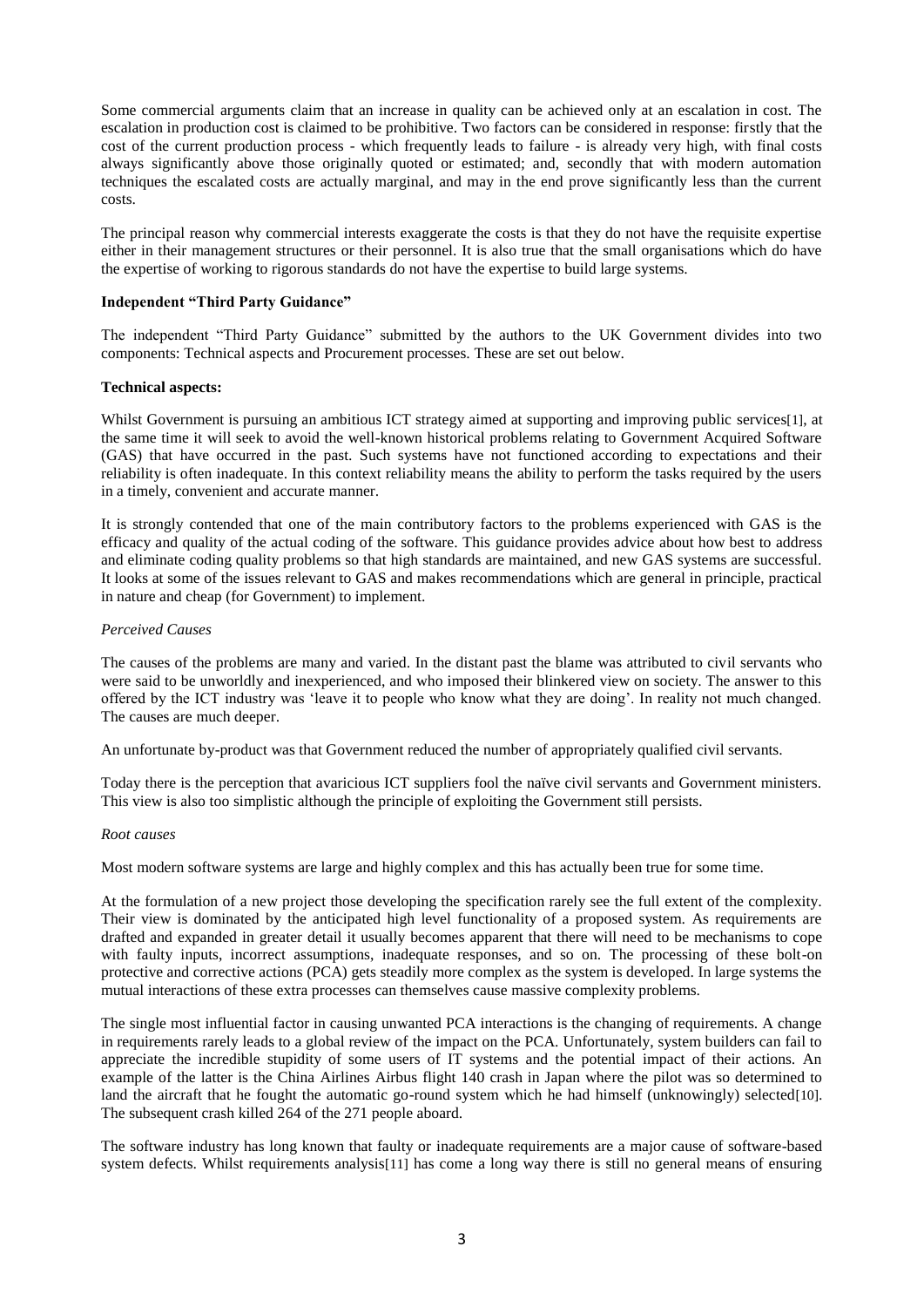Some commercial arguments claim that an increase in quality can be achieved only at an escalation in cost. The escalation in production cost is claimed to be prohibitive. Two factors can be considered in response: firstly that the cost of the current production process - which frequently leads to failure - is already very high, with final costs always significantly above those originally quoted or estimated; and, secondly that with modern automation techniques the escalated costs are actually marginal, and may in the end prove significantly less than the current costs.

The principal reason why commercial interests exaggerate the costs is that they do not have the requisite expertise either in their management structures or their personnel. It is also true that the small organisations which do have the expertise of working to rigorous standards do not have the expertise to build large systems.

**Independent "Third Party Guidance"**

The independent "Third Party Guidance" submitted by the authors to the UK Government divides into two components: Technical aspects and Procurement processes. These are set out below.

**Technical aspects:**

Whilst Government is pursuing an ambitious ICT strategy aimed at supporting and improving public services[1], at the same time it will seek to avoid the well-known historical problems relating to Government Acquired Software (GAS) that have occurred in the past. Such systems have not functioned according to expectations and their reliability is often inadequate. In this context reliability means the ability to perform the tasks required by the users in a timely, convenient and accurate manner.

It is strongly contended that one of the main contributory factors to the problems experienced with GAS is the efficacy and quality of the actual coding of the software. This guidance provides advice about how best to address and eliminate coding quality problems so that high standards are maintained, and new GAS systems are successful. It looks at some of the issues relevant to GAS and makes recommendations which are general in principle, practical in nature and cheap (for Government) to implement.

*Perceived Causes*

The causes of the problems are many and varied. In the distant past the blame was attributed to civil servants who were said to be unworldly and inexperienced, and who imposed their blinkered view on society. The answer to this offered by the ICT industry was 'leave it to people who know what they are doing'. In reality not much changed. The causes are much deeper.

An unfortunate by-product was that Government reduced the number of appropriately qualified civil servants.

Today there is the perception that avaricious ICT suppliers fool the naïve civil servants and Government ministers. This view is also too simplistic although the principle of exploiting the Government still persists.

*Root causes*

Most modern software systems are large and highly complex and this has actually been true for some time.

At the formulation of a new project those developing the specification rarely see the full extent of the complexity. Their view is dominated by the anticipated high level functionality of a proposed system. As requirements are drafted and expanded in greater detail it usually becomes apparent that there will need to be mechanisms to cope with faulty inputs, incorrect assumptions, inadequate responses, and so on. The processing of these bolt-on protective and corrective actions (PCA) gets steadily more complex as the system is developed. In large systems the mutual interactions of these extra processes can themselves cause massive complexity problems.

The single most influential factor in causing unwanted PCA interactions is the changing of requirements. A change in requirements rarely leads to a global review of the impact on the PCA. Unfortunately, system builders can fail to appreciate the incredible stupidity of some users of IT systems and the potential impact of their actions. An example of the latter is the China Airlines Airbus flight 140 crash in Japan where the pilot was so determined to land the aircraft that he fought the automatic go-round system which he had himself (unknowingly) selected[10]. The subsequent crash killed 264 of the 271 people aboard.

The software industry has long known that faulty or inadequate requirements are a major cause of software-based system defects. Whilst requirements analysis[11] has come a long way there is still no general means of ensuring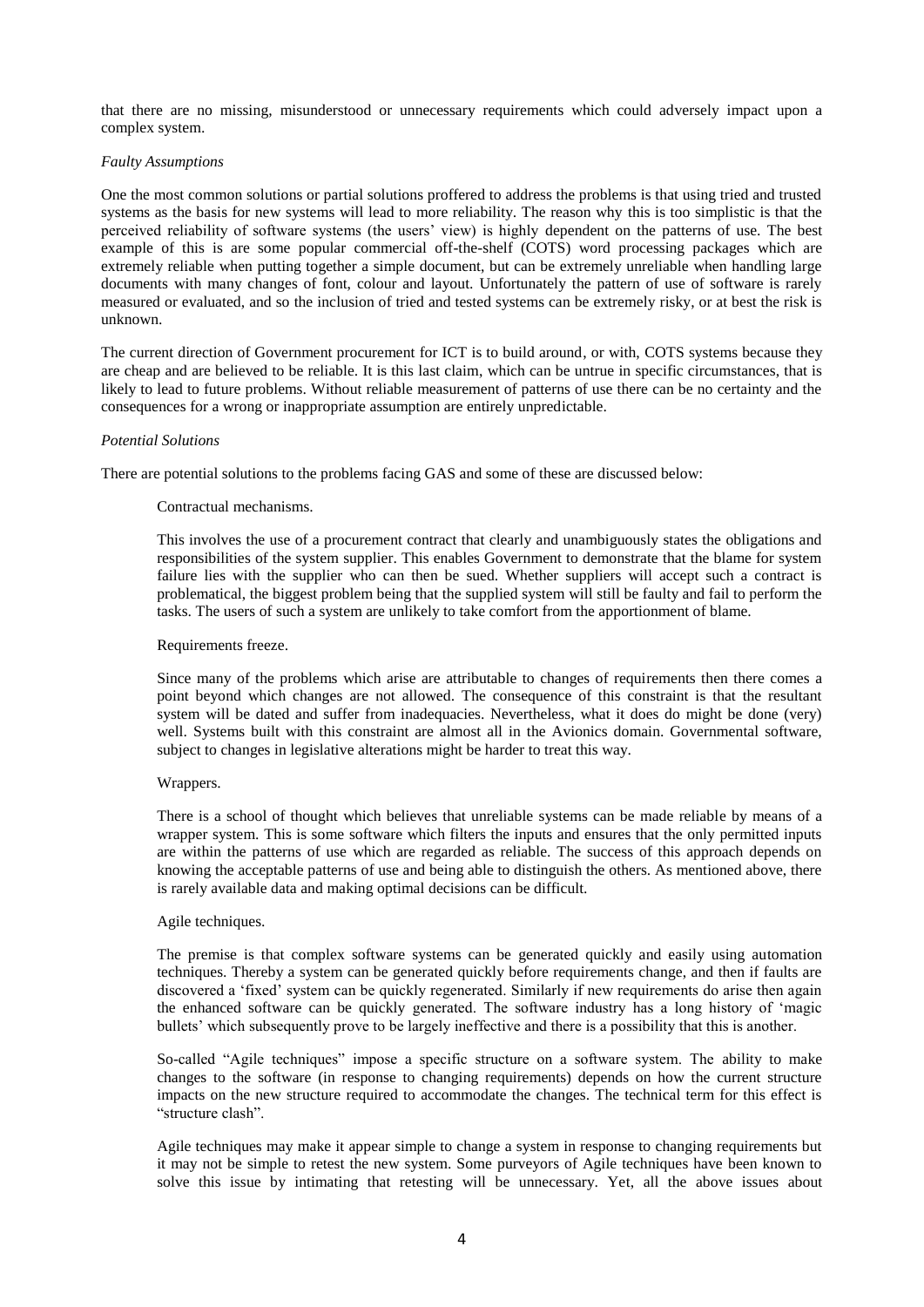that there are no missing, misunderstood or unnecessary requirements which could adversely impact upon a complex system.

*Faulty Assumptions*

One the most common solutions or partial solutions proffered to address the problems is that using tried and trusted systems as the basis for new systems will lead to more reliability. The reason why this is too simplistic is that the perceived reliability of software systems (the users' view) is highly dependent on the patterns of use. The best example of this is are some popular commercial off-the-shelf (COTS) word processing packages which are extremely reliable when putting together a simple document, but can be extremely unreliable when handling large documents with many changes of font, colour and layout. Unfortunately the pattern of use of software is rarely measured or evaluated, and so the inclusion of tried and tested systems can be extremely risky, or at best the risk is unknown.

The current direction of Government procurement for ICT is to build around, or with, COTS systems because they are cheap and are believed to be reliable. It is this last claim, which can be untrue in specific circumstances, that is likely to lead to future problems. Without reliable measurement of patterns of use there can be no certainty and the consequences for a wrong or inappropriate assumption are entirely unpredictable.

*Potential Solutions*

There are potential solutions to the problems facing GAS and some of these are discussed below:

Contractual mechanisms.

This involves the use of a procurement contract that clearly and unambiguously states the obligations and responsibilities of the system supplier. This enables Government to demonstrate that the blame for system failure lies with the supplier who can then be sued. Whether suppliers will accept such a contract is problematical, the biggest problem being that the supplied system will still be faulty and fail to perform the tasks. The users of such a system are unlikely to take comfort from the apportionment of blame.

Requirements freeze.

Since many of the problems which arise are attributable to changes of requirements then there comes a point beyond which changes are not allowed. The consequence of this constraint is that the resultant system will be dated and suffer from inadequacies. Nevertheless, what it does do might be done (very) well. Systems built with this constraint are almost all in the Avionics domain. Governmental software, subject to changes in legislative alterations might be harder to treat this way.

Wrappers.

There is a school of thought which believes that unreliable systems can be made reliable by means of a wrapper system. This is some software which filters the inputs and ensures that the only permitted inputs are within the patterns of use which are regarded as reliable. The success of this approach depends on knowing the acceptable patterns of use and being able to distinguish the others. As mentioned above, there is rarely available data and making optimal decisions can be difficult.

Agile techniques.

The premise is that complex software systems can be generated quickly and easily using automation techniques. Thereby a system can be generated quickly before requirements change, and then if faults are discovered a 'fixed' system can be quickly regenerated. Similarly if new requirements do arise then again the enhanced software can be quickly generated. The software industry has a long history of 'magic bullets' which subsequently prove to be largely ineffective and there is a possibility that this is another.

So-called "Agile techniques" impose a specific structure on a software system. The ability to make changes to the software (in response to changing requirements) depends on how the current structure impacts on the new structure required to accommodate the changes. The technical term for this effect is "structure clash".

Agile techniques may make it appear simple to change a system in response to changing requirements but it may not be simple to retest the new system. Some purveyors of Agile techniques have been known to solve this issue by intimating that retesting will be unnecessary. Yet, all the above issues about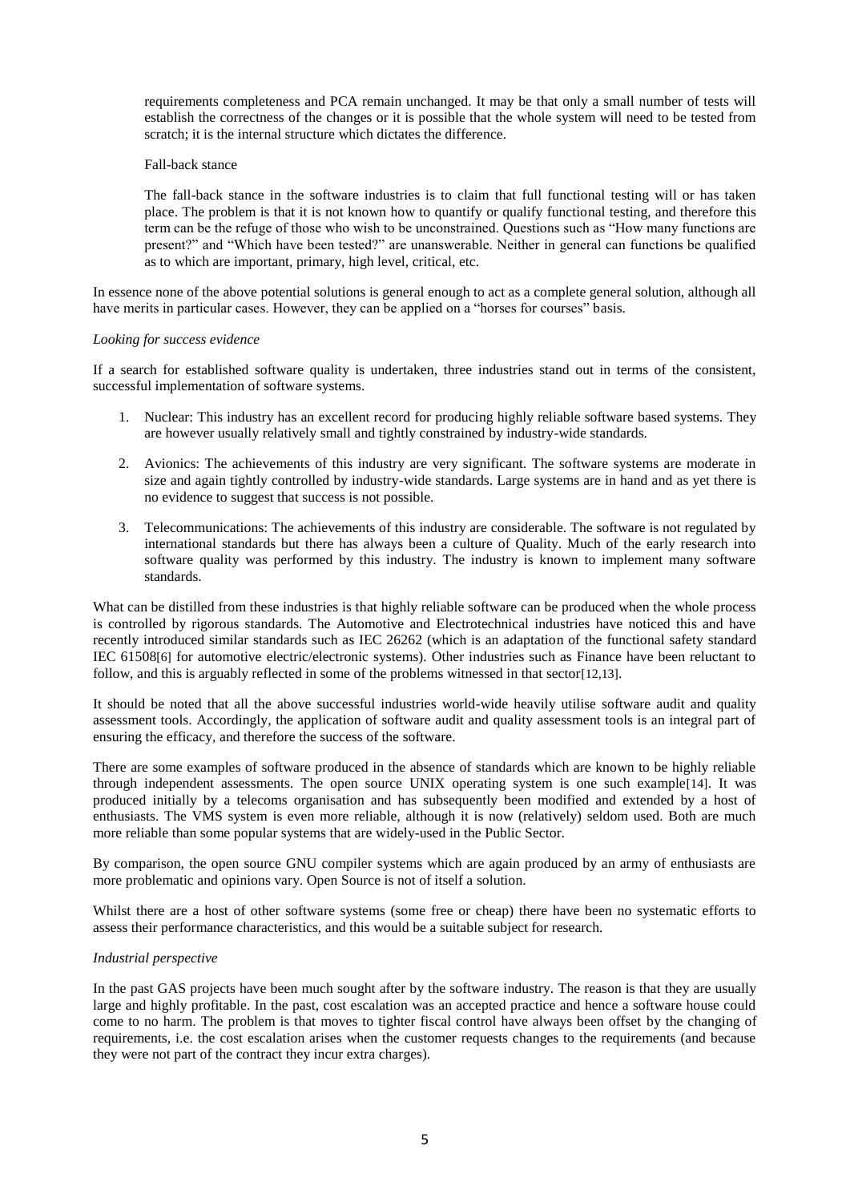requirements completeness and PCA remain unchanged. It may be that only a small number of tests will establish the correctness of the changes or it is possible that the whole system will need to be tested from scratch; it is the internal structure which dictates the difference.

Fall-back stance

The fall-back stance in the software industries is to claim that full functional testing will or has taken place. The problem is that it is not known how to quantify or qualify functional testing, and therefore this term can be the refuge of those who wish to be unconstrained. Questions such as "How many functions are present?" and "Which have been tested?" are unanswerable. Neither in general can functions be qualified as to which are important, primary, high level, critical, etc.

In essence none of the above potential solutions is general enough to act as a complete general solution, although all have merits in particular cases. However, they can be applied on a "horses for courses" basis.

*Looking for success evidence*

If a search for established software quality is undertaken, three industries stand out in terms of the consistent, successful implementation of software systems.

1. Nuclear: This industry has an excellent record for producing highly reliable software based systems. They are however usually relatively small and tightly constrained by industry-wide standards.
2. Avionics: The achievements of this industry are very significant. The software systems are moderate in size and again tightly controlled by industry-wide standards. Large systems are in hand and as yet there is no evidence to suggest that success is not possible.
3. Telecommunications: The achievements of this industry are considerable. The software is not regulated by international standards but there has always been a culture of Quality. Much of the early research into software quality was performed by this industry. The industry is known to implement many software standards.

What can be distilled from these industries is that highly reliable software can be produced when the whole process is controlled by rigorous standards. The Automotive and Electrotechnical industries have noticed this and have recently introduced similar standards such as IEC 26262 (which is an adaptation of the functional safety standard IEC 61508[6] for automotive electric/electronic systems). Other industries such as Finance have been reluctant to follow, and this is arguably reflected in some of the problems witnessed in that sector[12,13].

It should be noted that all the above successful industries world-wide heavily utilise software audit and quality assessment tools. Accordingly, the application of software audit and quality assessment tools is an integral part of ensuring the efficacy, and therefore the success of the software.

There are some examples of software produced in the absence of standards which are known to be highly reliable through independent assessments. The open source UNIX operating system is one such example[14]. It was produced initially by a telecoms organisation and has subsequently been modified and extended by a host of enthusiasts. The VMS system is even more reliable, although it is now (relatively) seldom used. Both are much more reliable than some popular systems that are widely-used in the Public Sector.

By comparison, the open source GNU compiler systems which are again produced by an army of enthusiasts are more problematic and opinions vary. Open Source is not of itself a solution.

Whilst there are a host of other software systems (some free or cheap) there have been no systematic efforts to assess their performance characteristics, and this would be a suitable subject for research.

*Industrial perspective*

In the past GAS projects have been much sought after by the software industry. The reason is that they are usually large and highly profitable. In the past, cost escalation was an accepted practice and hence a software house could come to no harm. The problem is that moves to tighter fiscal control have always been offset by the changing of requirements, i.e. the cost escalation arises when the customer requests changes to the requirements (and because they were not part of the contract they incur extra charges).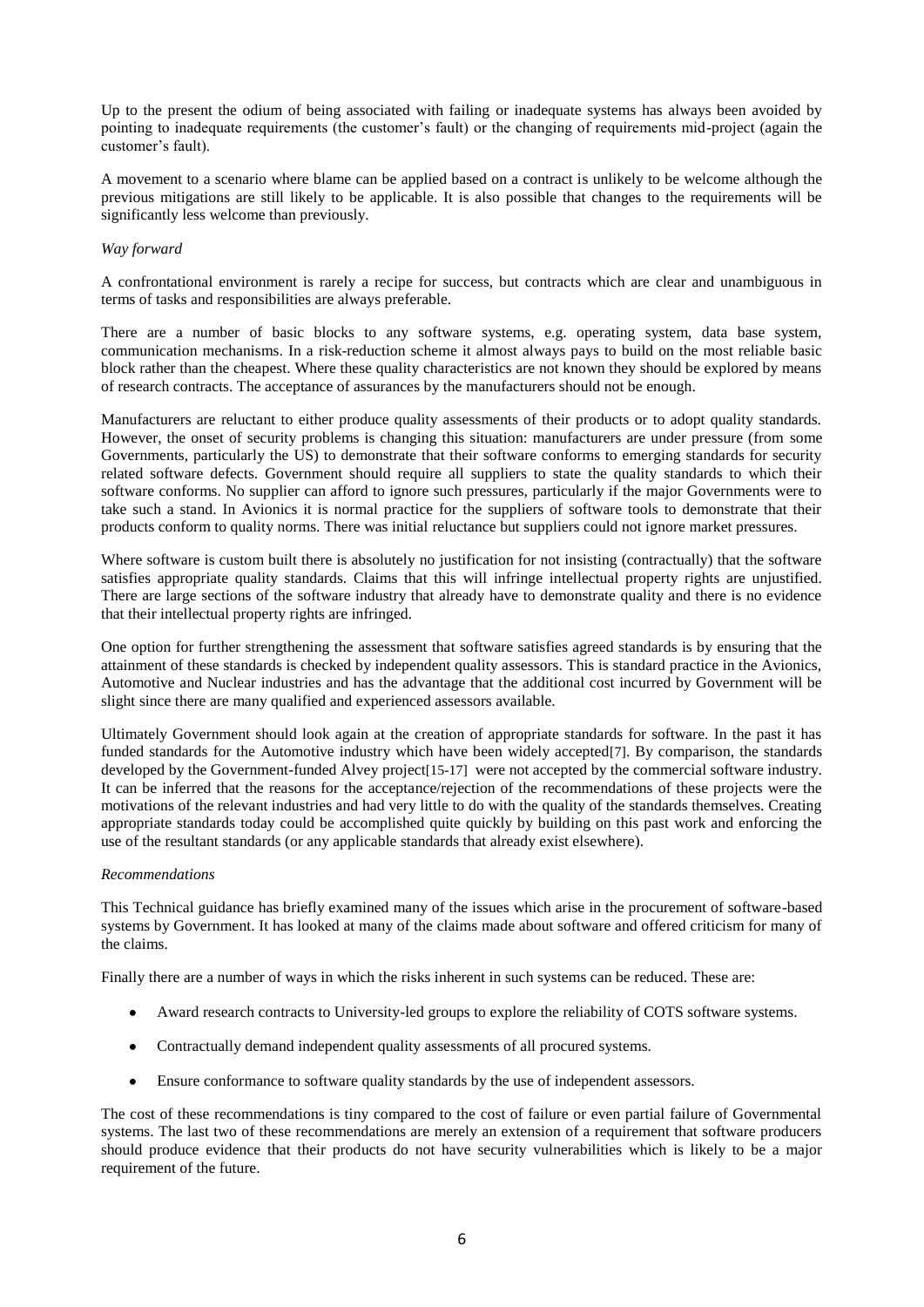Up to the present the odium of being associated with failing or inadequate systems has always been avoided by pointing to inadequate requirements (the customer's fault) or the changing of requirements mid-project (again the customer's fault).

A movement to a scenario where blame can be applied based on a contract is unlikely to be welcome although the previous mitigations are still likely to be applicable. It is also possible that changes to the requirements will be significantly less welcome than previously.

*Way forward*

A confrontational environment is rarely a recipe for success, but contracts which are clear and unambiguous in terms of tasks and responsibilities are always preferable.

There are a number of basic blocks to any software systems, e.g. operating system, data base system, communication mechanisms. In a risk-reduction scheme it almost always pays to build on the most reliable basic block rather than the cheapest. Where these quality characteristics are not known they should be explored by means of research contracts. The acceptance of assurances by the manufacturers should not be enough.

Manufacturers are reluctant to either produce quality assessments of their products or to adopt quality standards. However, the onset of security problems is changing this situation: manufacturers are under pressure (from some Governments, particularly the US) to demonstrate that their software conforms to emerging standards for security related software defects. Government should require all suppliers to state the quality standards to which their software conforms. No supplier can afford to ignore such pressures, particularly if the major Governments were to take such a stand. In Avionics it is normal practice for the suppliers of software tools to demonstrate that their products conform to quality norms. There was initial reluctance but suppliers could not ignore market pressures.

Where software is custom built there is absolutely no justification for not insisting (contractually) that the software satisfies appropriate quality standards. Claims that this will infringe intellectual property rights are unjustified. There are large sections of the software industry that already have to demonstrate quality and there is no evidence that their intellectual property rights are infringed.

One option for further strengthening the assessment that software satisfies agreed standards is by ensuring that the attainment of these standards is checked by independent quality assessors. This is standard practice in the Avionics, Automotive and Nuclear industries and has the advantage that the additional cost incurred by Government will be slight since there are many qualified and experienced assessors available.

Ultimately Government should look again at the creation of appropriate standards for software. In the past it has funded standards for the Automotive industry which have been widely accepted[7]. By comparison, the standards developed by the Government-funded Alvey project[15-17] were not accepted by the commercial software industry. It can be inferred that the reasons for the acceptance/rejection of the recommendations of these projects were the motivations of the relevant industries and had very little to do with the quality of the standards themselves. Creating appropriate standards today could be accomplished quite quickly by building on this past work and enforcing the use of the resultant standards (or any applicable standards that already exist elsewhere).

*Recommendations*

This Technical guidance has briefly examined many of the issues which arise in the procurement of software-based systems by Government. It has looked at many of the claims made about software and offered criticism for many of the claims.

Finally there are a number of ways in which the risks inherent in such systems can be reduced. These are:

- Award research contracts to University-led groups to explore the reliability of COTS software systems.
- Contractually demand independent quality assessments of all procured systems.
- Ensure conformance to software quality standards by the use of independent assessors.

The cost of these recommendations is tiny compared to the cost of failure or even partial failure of Governmental systems. The last two of these recommendations are merely an extension of a requirement that software producers should produce evidence that their products do not have security vulnerabilities which is likely to be a major requirement of the future.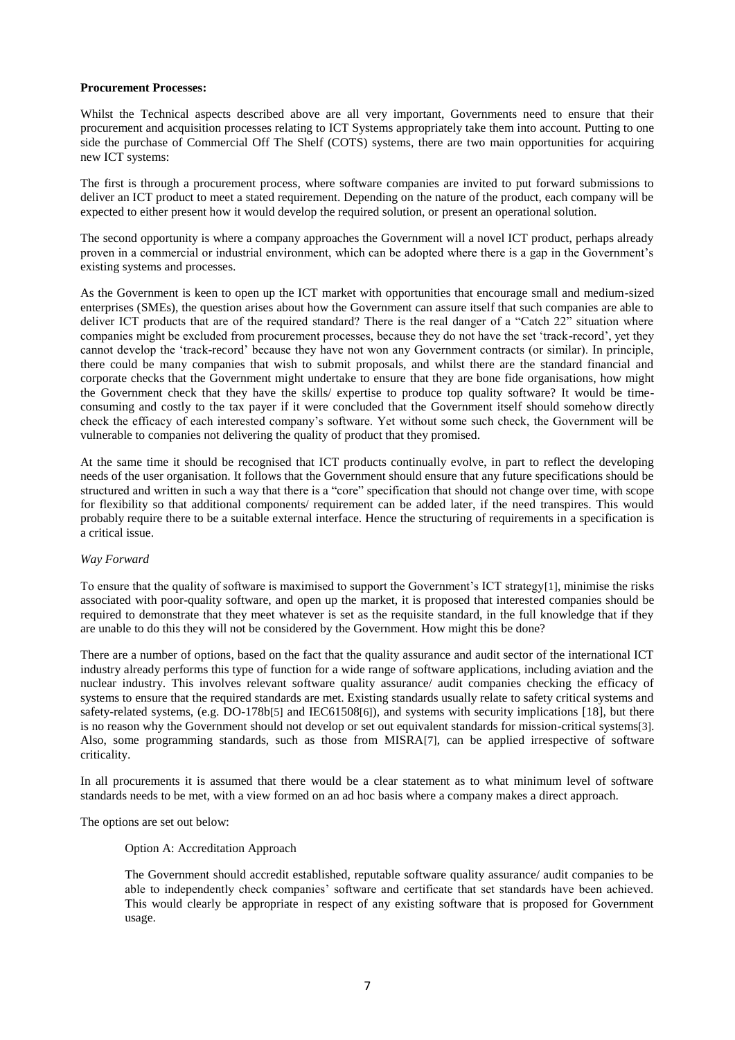**Procurement Processes:**

Whilst the Technical aspects described above are all very important, Governments need to ensure that their procurement and acquisition processes relating to ICT Systems appropriately take them into account. Putting to one side the purchase of Commercial Off The Shelf (COTS) systems, there are two main opportunities for acquiring new ICT systems:

The first is through a procurement process, where software companies are invited to put forward submissions to deliver an ICT product to meet a stated requirement. Depending on the nature of the product, each company will be expected to either present how it would develop the required solution, or present an operational solution.

The second opportunity is where a company approaches the Government will a novel ICT product, perhaps already proven in a commercial or industrial environment, which can be adopted where there is a gap in the Government's existing systems and processes.

As the Government is keen to open up the ICT market with opportunities that encourage small and medium-sized enterprises (SMEs), the question arises about how the Government can assure itself that such companies are able to deliver ICT products that are of the required standard? There is the real danger of a "Catch 22" situation where companies might be excluded from procurement processes, because they do not have the set 'track-record', yet they cannot develop the 'track-record' because they have not won any Government contracts (or similar). In principle, there could be many companies that wish to submit proposals, and whilst there are the standard financial and corporate checks that the Government might undertake to ensure that they are bone fide organisations, how might the Government check that they have the skills/ expertise to produce top quality software? It would be time-consuming and costly to the tax payer if it were concluded that the Government itself should somehow directly check the efficacy of each interested company's software. Yet without some such check, the Government will be vulnerable to companies not delivering the quality of product that they promised.

At the same time it should be recognised that ICT products continually evolve, in part to reflect the developing needs of the user organisation. It follows that the Government should ensure that any future specifications should be structured and written in such a way that there is a "core" specification that should not change over time, with scope for flexibility so that additional components/ requirement can be added later, if the need transpires. This would probably require there to be a suitable external interface. Hence the structuring of requirements in a specification is a critical issue.

*Way Forward*

To ensure that the quality of software is maximised to support the Government's ICT strategy[1], minimise the risks associated with poor-quality software, and open up the market, it is proposed that interested companies should be required to demonstrate that they meet whatever is set as the requisite standard, in the full knowledge that if they are unable to do this they will not be considered by the Government. How might this be done?

There are a number of options, based on the fact that the quality assurance and audit sector of the international ICT industry already performs this type of function for a wide range of software applications, including aviation and the nuclear industry. This involves relevant software quality assurance/ audit companies checking the efficacy of systems to ensure that the required standards are met. Existing standards usually relate to safety critical systems and safety-related systems, (e.g. DO-178b[5] and IEC61508[6]), and systems with security implications [18], but there is no reason why the Government should not develop or set out equivalent standards for mission-critical systems[3]. Also, some programming standards, such as those from MISRA[7], can be applied irrespective of software criticality.

In all procurements it is assumed that there would be a clear statement as to what minimum level of software standards needs to be met, with a view formed on an ad hoc basis where a company makes a direct approach.

The options are set out below:

Option A: Accreditation Approach

The Government should accredit established, reputable software quality assurance/ audit companies to be able to independently check companies' software and certificate that set standards have been achieved. This would clearly be appropriate in respect of any existing software that is proposed for Government usage.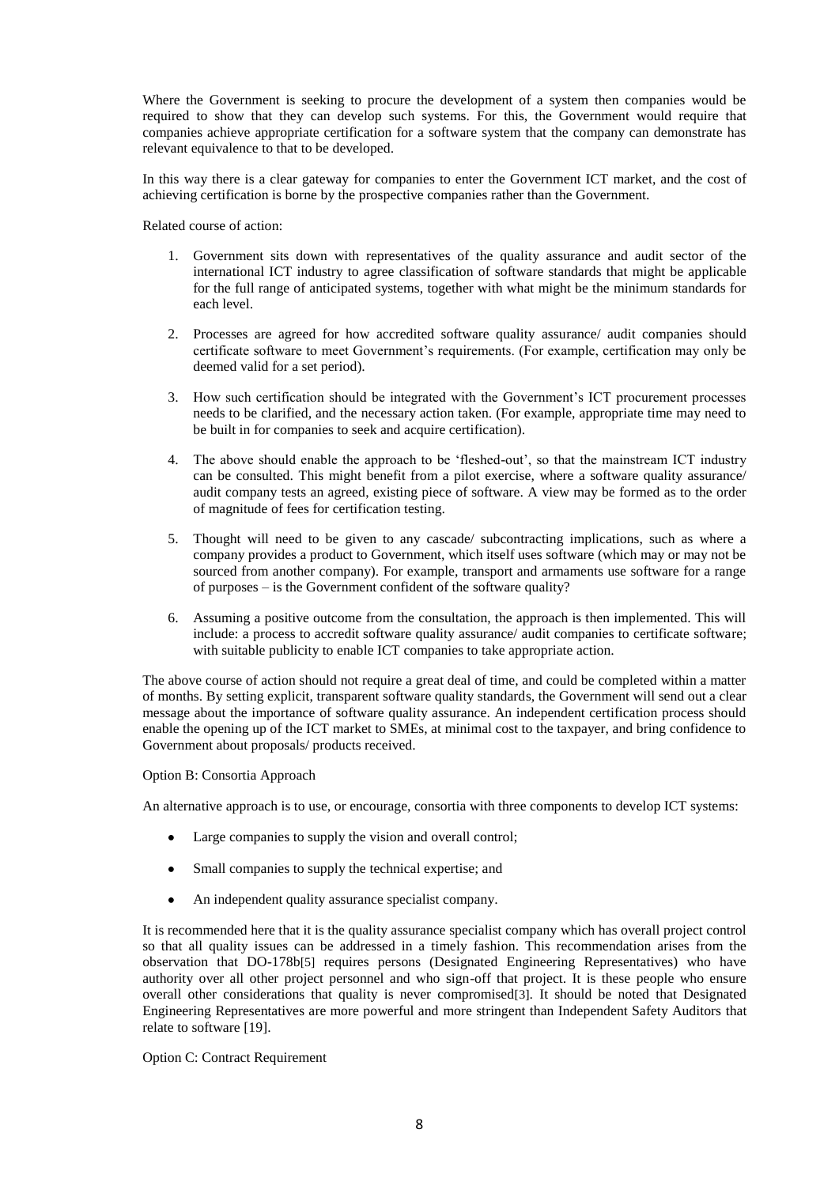Where the Government is seeking to procure the development of a system then companies would be required to show that they can develop such systems. For this, the Government would require that companies achieve appropriate certification for a software system that the company can demonstrate has relevant equivalence to that to be developed.

In this way there is a clear gateway for companies to enter the Government ICT market, and the cost of achieving certification is borne by the prospective companies rather than the Government.

Related course of action:

1. Government sits down with representatives of the quality assurance and audit sector of the international ICT industry to agree classification of software standards that might be applicable for the full range of anticipated systems, together with what might be the minimum standards for each level.
2. Processes are agreed for how accredited software quality assurance/ audit companies should certificate software to meet Government's requirements. (For example, certification may only be deemed valid for a set period).
3. How such certification should be integrated with the Government's ICT procurement processes needs to be clarified, and the necessary action taken. (For example, appropriate time may need to be built in for companies to seek and acquire certification).
4. The above should enable the approach to be 'fleshed-out', so that the mainstream ICT industry can be consulted. This might benefit from a pilot exercise, where a software quality assurance/ audit company tests an agreed, existing piece of software. A view may be formed as to the order of magnitude of fees for certification testing.
5. Thought will need to be given to any cascade/ subcontracting implications, such as where a company provides a product to Government, which itself uses software (which may or may not be sourced from another company). For example, transport and armaments use software for a range of purposes – is the Government confident of the software quality?
6. Assuming a positive outcome from the consultation, the approach is then implemented. This will include: a process to accredit software quality assurance/ audit companies to certificate software; with suitable publicity to enable ICT companies to take appropriate action.

The above course of action should not require a great deal of time, and could be completed within a matter of months. By setting explicit, transparent software quality standards, the Government will send out a clear message about the importance of software quality assurance. An independent certification process should enable the opening up of the ICT market to SMEs, at minimal cost to the taxpayer, and bring confidence to Government about proposals/ products received.

Option B: Consortia Approach

An alternative approach is to use, or encourage, consortia with three components to develop ICT systems:

- Large companies to supply the vision and overall control;
- Small companies to supply the technical expertise; and
- An independent quality assurance specialist company.

It is recommended here that it is the quality assurance specialist company which has overall project control so that all quality issues can be addressed in a timely fashion. This recommendation arises from the observation that DO-178b[5] requires persons (Designated Engineering Representatives) who have authority over all other project personnel and who sign-off that project. It is these people who ensure overall other considerations that quality is never compromised[3]. It should be noted that Designated Engineering Representatives are more powerful and more stringent than Independent Safety Auditors that relate to software [19].

Option C: Contract Requirement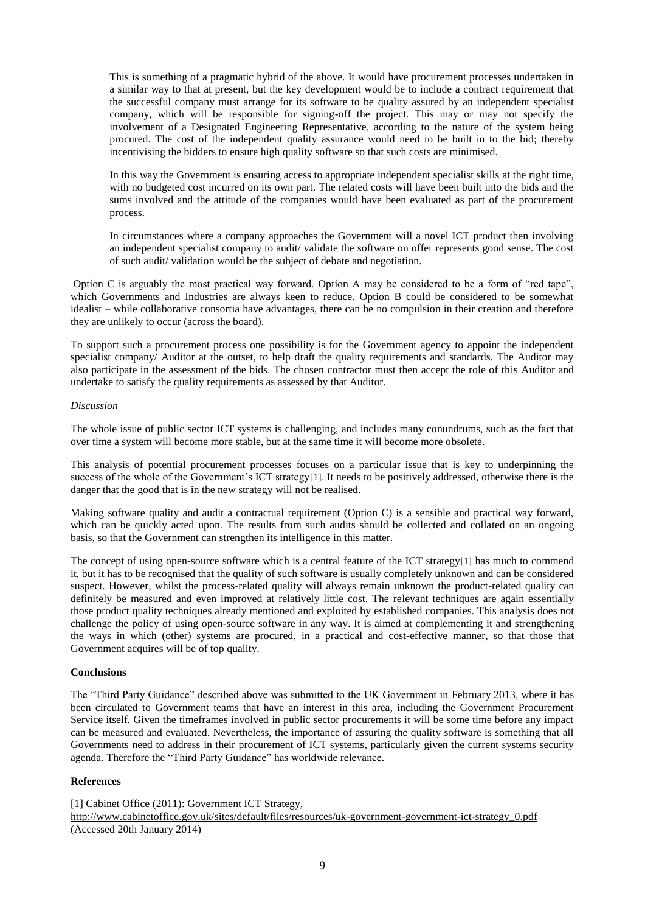This is something of a pragmatic hybrid of the above. It would have procurement processes undertaken in a similar way to that at present, but the key development would be to include a contract requirement that the successful company must arrange for its software to be quality assured by an independent specialist company, which will be responsible for signing-off the project. This may or may not specify the involvement of a Designated Engineering Representative, according to the nature of the system being procured. The cost of the independent quality assurance would need to be built in to the bid; thereby incentivising the bidders to ensure high quality software so that such costs are minimised.

In this way the Government is ensuring access to appropriate independent specialist skills at the right time, with no budgeted cost incurred on its own part. The related costs will have been built into the bids and the sums involved and the attitude of the companies would have been evaluated as part of the procurement process.

In circumstances where a company approaches the Government will a novel ICT product then involving an independent specialist company to audit/ validate the software on offer represents good sense. The cost of such audit/ validation would be the subject of debate and negotiation.

Option C is arguably the most practical way forward. Option A may be considered to be a form of "red tape", which Governments and Industries are always keen to reduce. Option B could be considered to be somewhat idealist – while collaborative consortia have advantages, there can be no compulsion in their creation and therefore they are unlikely to occur (across the board).

To support such a procurement process one possibility is for the Government agency to appoint the independent specialist company/ Auditor at the outset, to help draft the quality requirements and standards. The Auditor may also participate in the assessment of the bids. The chosen contractor must then accept the role of this Auditor and undertake to satisfy the quality requirements as assessed by that Auditor.

*Discussion*

The whole issue of public sector ICT systems is challenging, and includes many conundrums, such as the fact that over time a system will become more stable, but at the same time it will become more obsolete.

This analysis of potential procurement processes focuses on a particular issue that is key to underpinning the success of the whole of the Government's ICT strategy[1]. It needs to be positively addressed, otherwise there is the danger that the good that is in the new strategy will not be realised.

Making software quality and audit a contractual requirement (Option C) is a sensible and practical way forward, which can be quickly acted upon. The results from such audits should be collected and collated on an ongoing basis, so that the Government can strengthen its intelligence in this matter.

The concept of using open-source software which is a central feature of the ICT strategy[1] has much to commend it, but it has to be recognised that the quality of such software is usually completely unknown and can be considered suspect. However, whilst the process-related quality will always remain unknown the product-related quality can definitely be measured and even improved at relatively little cost. The relevant techniques are again essentially those product quality techniques already mentioned and exploited by established companies. This analysis does not challenge the policy of using open-source software in any way. It is aimed at complementing it and strengthening the ways in which (other) systems are procured, in a practical and cost-effective manner, so that those that Government acquires will be of top quality.

**Conclusions**

The "Third Party Guidance" described above was submitted to the UK Government in February 2013, where it has been circulated to Government teams that have an interest in this area, including the Government Procurement Service itself. Given the timeframes involved in public sector procurements it will be some time before any impact can be measured and evaluated. Nevertheless, the importance of assuring the quality software is something that all Governments need to address in their procurement of ICT systems, particularly given the current systems security agenda. Therefore the "Third Party Guidance" has worldwide relevance.

**References**

[1] Cabinet Office (2011): Government ICT Strategy, http://www.cabinetoffice.gov.uk/sites/default/files/resources/uk-government-government-ict-strategy_0.pdf (Accessed 20th January 2014)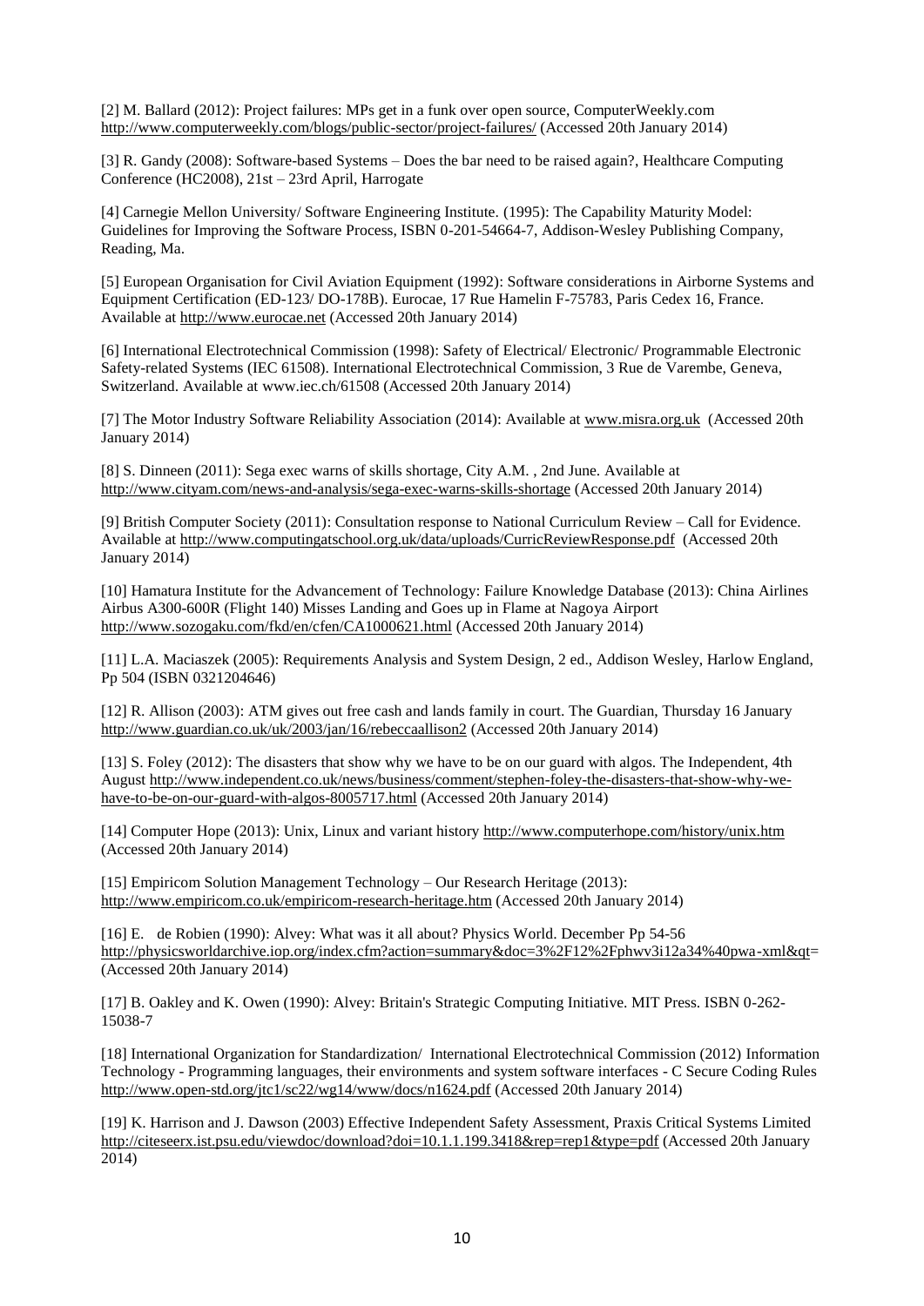[2] M. Ballard (2012): Project failures: MPs get in a funk over open source, ComputerWeekly.com http://www.computerweekly.com/blogs/public-sector/project-failures/ (Accessed 20th January 2014)

[3] R. Gandy (2008): Software-based Systems – Does the bar need to be raised again?, Healthcare Computing Conference (HC2008), 21st – 23rd April, Harrogate

[4] Carnegie Mellon University/ Software Engineering Institute. (1995): The Capability Maturity Model: Guidelines for Improving the Software Process, ISBN 0-201-54664-7, Addison-Wesley Publishing Company, Reading, Ma.

[5] European Organisation for Civil Aviation Equipment (1992): Software considerations in Airborne Systems and Equipment Certification (ED-123/ DO-178B). Eurocae, 17 Rue Hamelin F-75783, Paris Cedex 16, France. Available at http://www.eurocae.net (Accessed 20th January 2014)

[6] International Electrotechnical Commission (1998): Safety of Electrical/ Electronic/ Programmable Electronic Safety-related Systems (IEC 61508). International Electrotechnical Commission, 3 Rue de Varembe, Geneva, Switzerland. Available at www.iec.ch/61508 (Accessed 20th January 2014)

[7] The Motor Industry Software Reliability Association (2014): Available at www.misra.org.uk (Accessed 20th January 2014)

[8] S. Dinneen (2011): Sega exec warns of skills shortage, City A.M. , 2nd June. Available at http://www.cityam.com/news-and-analysis/sega-exec-warns-skills-shortage (Accessed 20th January 2014)

[9] British Computer Society (2011): Consultation response to National Curriculum Review – Call for Evidence. Available at http://www.computingatschool.org.uk/data/uploads/CurricReviewResponse.pdf (Accessed 20th January 2014)

[10] Hamatura Institute for the Advancement of Technology: Failure Knowledge Database (2013): China Airlines Airbus A300-600R (Flight 140) Misses Landing and Goes up in Flame at Nagoya Airport http://www.sozogaku.com/fkd/en/cfen/CA1000621.html (Accessed 20th January 2014)

[11] L.A. Maciaszek (2005): Requirements Analysis and System Design, 2 ed., Addison Wesley, Harlow England, Pp 504 (ISBN 0321204646)

[12] R. Allison (2003): ATM gives out free cash and lands family in court. The Guardian, Thursday 16 January http://www.guardian.co.uk/uk/2003/jan/16/rebeccaallison2 (Accessed 20th January 2014)

[13] S. Foley (2012): The disasters that show why we have to be on our guard with algos. The Independent, 4th August http://www.independent.co.uk/news/business/comment/stephen-foley-the-disasters-that-show-why-we-have-to-be-on-our-guard-with-algos-8005717.html (Accessed 20th January 2014)

[14] Computer Hope (2013): Unix, Linux and variant history http://www.computerhope.com/history/unix.htm (Accessed 20th January 2014)

[15] Empiricom Solution Management Technology – Our Research Heritage (2013): http://www.empiricom.co.uk/empiricom-research-heritage.htm (Accessed 20th January 2014)

[16] E. de Robien (1990): Alvey: What was it all about? Physics World. December Pp 54-56 http://physicsworldarchive.iop.org/index.cfm?action=summary&doc=3%2F12%2Fphwv3i12a34%40pwa-xml&qt= (Accessed 20th January 2014)

[17] B. Oakley and K. Owen (1990): Alvey: Britain's Strategic Computing Initiative. MIT Press. ISBN 0-262-15038-7

[18] International Organization for Standardization/ International Electrotechnical Commission (2012) Information Technology - Programming languages, their environments and system software interfaces - C Secure Coding Rules http://www.open-std.org/jtc1/sc22/wg14/www/docs/n1624.pdf (Accessed 20th January 2014)

[19] K. Harrison and J. Dawson (2003) Effective Independent Safety Assessment, Praxis Critical Systems Limited http://citeseerx.ist.psu.edu/viewdoc/download?doi=10.1.1.199.3418&rep=rep1&type=pdf (Accessed 20th January 2014)